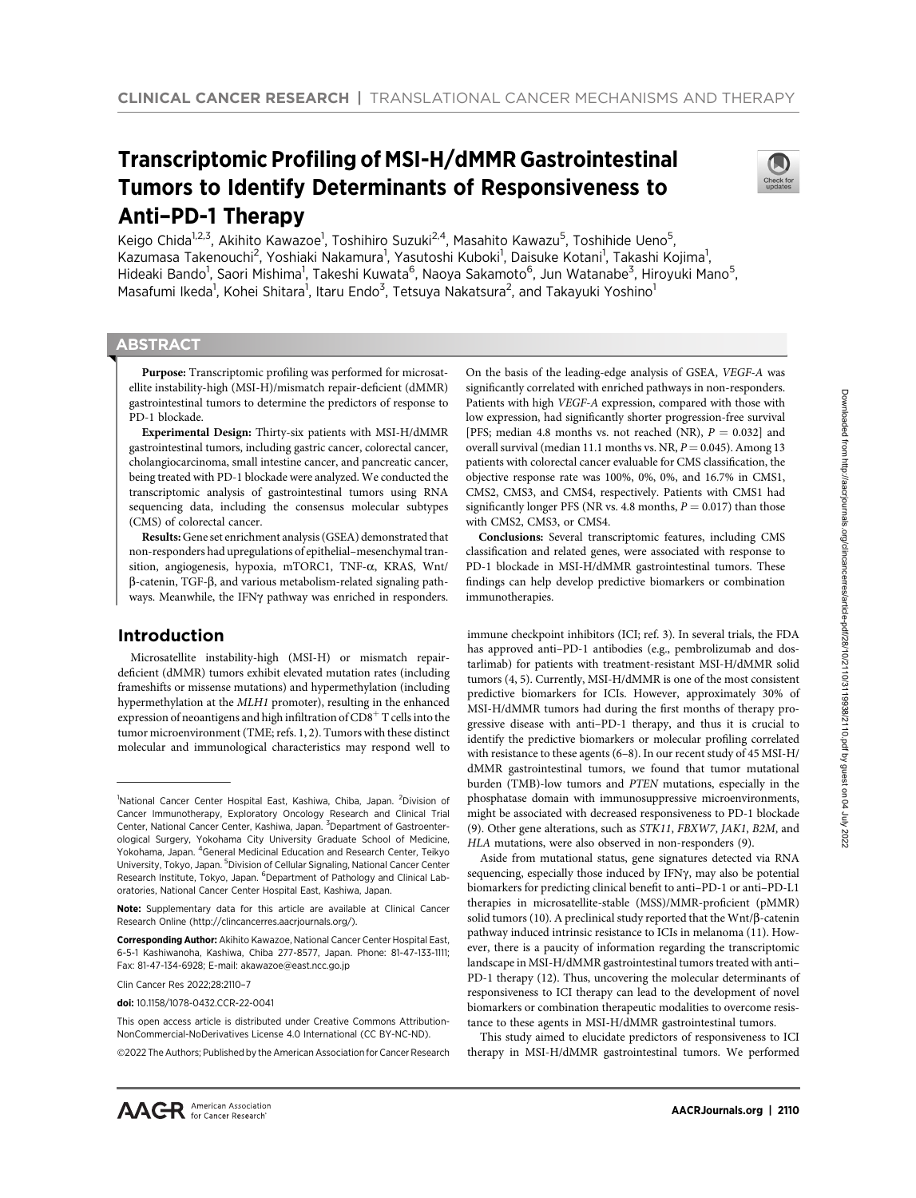# Transcriptomic Profiling of MSI-H/dMMR Gastrointestinal Tumors to Identify Determinants of Responsiveness to Anti–PD-1 Therapy

Keigo Chida[1,2,3], Akihito Kawazoe[1], Toshihiro Suzuki[2,4], Masahito Kawazu[5], Toshihide Ueno[5], Kazumasa Takenouchi[2], Yoshiaki Nakamura[1], Yasutoshi Kuboki[1], Daisuke Kotani[1], Takashi Kojima[1], Hideaki Bando[1], Saori Mishima[1], Takeshi Kuwata[6], Naoya Sakamoto[6], Jun Watanabe[3], Hiroyuki Mano[5], Masafumi Ikeda[1], Kohei Shitara[1], Itaru Endo[3], Tetsuya Nakatsura[2], and Takayuki Yoshino[1]

## ABSTRACT

**Purpose:** Transcriptomic profiling was performed for microsatellite instability-high (MSI-H)/mismatch repair-deficient (dMMR) gastrointestinal tumors to determine the predictors of response to PD-1 blockade.

**Experimental Design:** Thirty-six patients with MSI-H/dMMR gastrointestinal tumors, including gastric cancer, colorectal cancer, cholangiocarcinoma, small intestine cancer, and pancreatic cancer, being treated with PD-1 blockade were analyzed. We conducted the transcriptomic analysis of gastrointestinal tumors using RNA sequencing data, including the consensus molecular subtypes (CMS) of colorectal cancer.

**Results:** Gene set enrichment analysis (GSEA) demonstrated that non-responders had upregulations of epithelial–mesenchymal transition, angiogenesis, hypoxia, mTORC1, TNF-α, KRAS, Wnt/β-catenin, TGF-β, and various metabolism-related signaling pathways. Meanwhile, the IFNγ pathway was enriched in responders. On the basis of the leading-edge analysis of GSEA, *VEGF-A* was significantly correlated with enriched pathways in non-responders. Patients with high *VEGF-A* expression, compared with those with low expression, had significantly shorter progression-free survival [PFS; median 4.8 months vs. not reached (NR), $P = 0.032$] and overall survival (median 11.1 months vs. NR, $P = 0.045$). Among 13 patients with colorectal cancer evaluable for CMS classification, the objective response rate was 100%, 0%, 0%, and 16.7% in CMS1, CMS2, CMS3, and CMS4, respectively. Patients with CMS1 had significantly longer PFS (NR vs. 4.8 months, $P = 0.017$) than those with CMS2, CMS3, or CMS4.

**Conclusions:** Several transcriptomic features, including CMS classification and related genes, were associated with response to PD-1 blockade in MSI-H/dMMR gastrointestinal tumors. These findings can help develop predictive biomarkers or combination immunotherapies.

## Introduction

Microsatellite instability-high (MSI-H) or mismatch repair-deficient (dMMR) tumors exhibit elevated mutation rates (including frameshifts or missense mutations) and hypermethylation (including hypermethylation at the *MLH1* promoter), resulting in the enhanced expression of neoantigens and high infiltration of $CD8^+$ T cells into the tumor microenvironment (TME; refs. 1, 2). Tumors with these distinct molecular and immunological characteristics may respond well to immune checkpoint inhibitors (ICI; ref. 3). In several trials, the FDA has approved anti–PD-1 antibodies (e.g., pembrolizumab and dostarlimab) for patients with treatment-resistant MSI-H/dMMR solid tumors (4, 5). Currently, MSI-H/dMMR is one of the most consistent predictive biomarkers for ICIs. However, approximately 30% of MSI-H/dMMR tumors had during the first months of therapy progressive disease with anti–PD-1 therapy, and thus it is crucial to identify the predictive biomarkers or molecular profiling correlated with resistance to these agents (6–8). In our recent study of 45 MSI-H/dMMR gastrointestinal tumors, we found that tumor mutational burden (TMB)-low tumors and *PTEN* mutations, especially in the phosphatase domain with immunosuppressive microenvironments, might be associated with decreased responsiveness to PD-1 blockade (9). Other gene alterations, such as *STK11*, *FBXW7*, *JAK1*, *B2M*, and *HLA* mutations, were also observed in non-responders (9).

Aside from mutational status, gene signatures detected via RNA sequencing, especially those induced by IFNγ, may also be potential biomarkers for predicting clinical benefit to anti–PD-1 or anti–PD-L1 therapies in microsatellite-stable (MSS)/MMR-proficient (pMMR) solid tumors (10). A preclinical study reported that the Wnt/β-catenin pathway induced intrinsic resistance to ICIs in melanoma (11). However, there is a paucity of information regarding the transcriptomic landscape in MSI-H/dMMR gastrointestinal tumors treated with anti–PD-1 therapy (12). Thus, uncovering the molecular determinants of responsiveness to ICI therapy can lead to the development of novel biomarkers or combination therapeutic modalities to overcome resistance to these agents in MSI-H/dMMR gastrointestinal tumors.

This study aimed to elucidate predictors of responsiveness to ICI therapy in MSI-H/dMMR gastrointestinal tumors. We performed

---

[1]National Cancer Center Hospital East, Kashiwa, Chiba, Japan. [2]Division of Cancer Immunotherapy, Exploratory Oncology Research and Clinical Trial Center, National Cancer Center, Kashiwa, Japan. [3]Department of Gastroenterological Surgery, Yokohama City University Graduate School of Medicine, Yokohama, Japan. [4]General Medicinal Education and Research Center, Teikyo University, Tokyo, Japan. [5]Division of Cellular Signaling, National Cancer Center Research Institute, Tokyo, Japan. [6]Department of Pathology and Clinical Laboratories, National Cancer Center Hospital East, Kashiwa, Japan.

**Note:** Supplementary data for this article are available at Clinical Cancer Research Online (http://clincancerres.aacrjournals.org/).

**Corresponding Author:** Akihito Kawazoe, National Cancer Center Hospital East, 6-5-1 Kashiwanoha, Kashiwa, Chiba 277-8577, Japan. Phone: 81-47-133-1111; Fax: 81-47-134-6928; E-mail: akawazoe@east.ncc.go.jp

Clin Cancer Res 2022;28:2110–7

**doi:** 10.1158/1078-0432.CCR-22-0041

This open access article is distributed under Creative Commons Attribution-NonCommercial-NoDerivatives License 4.0 International (CC BY-NC-ND).

©2022 The Authors; Published by the American Association for Cancer Research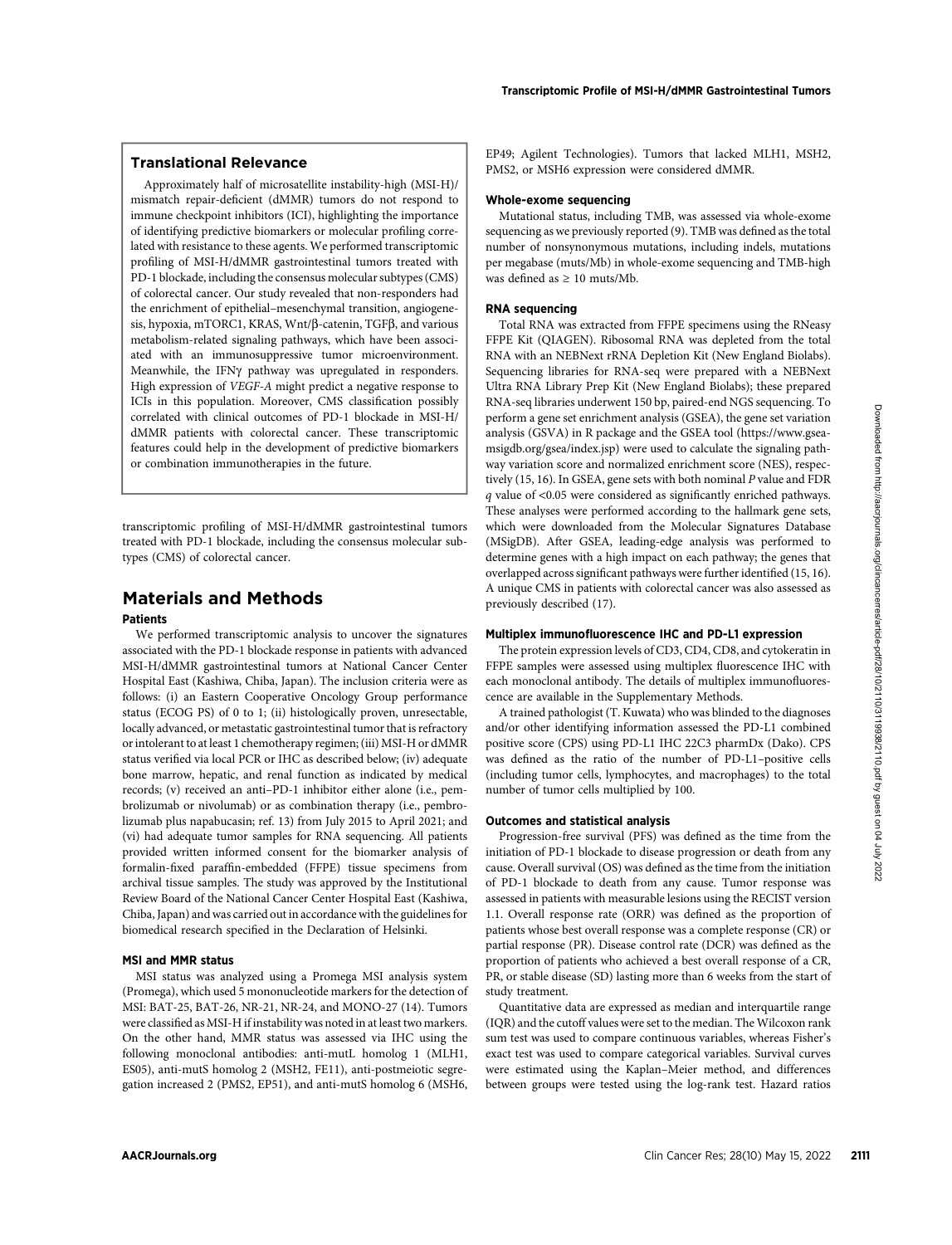## Translational Relevance

Approximately half of microsatellite instability-high (MSI-H)/mismatch repair-deficient (dMMR) tumors do not respond to immune checkpoint inhibitors (ICI), highlighting the importance of identifying predictive biomarkers or molecular profiling correlated with resistance to these agents. We performed transcriptomic profiling of MSI-H/dMMR gastrointestinal tumors treated with PD-1 blockade, including the consensus molecular subtypes (CMS) of colorectal cancer. Our study revealed that non-responders had the enrichment of epithelial–mesenchymal transition, angiogenesis, hypoxia, mTORC1, KRAS, Wnt/β-catenin, TGFβ, and various metabolism-related signaling pathways, which have been associated with an immunosuppressive tumor microenvironment. Meanwhile, the IFNγ pathway was upregulated in responders. High expression of *VEGF-A* might predict a negative response to ICIs in this population. Moreover, CMS classification possibly correlated with clinical outcomes of PD-1 blockade in MSI-H/dMMR patients with colorectal cancer. These transcriptomic features could help in the development of predictive biomarkers or combination immunotherapies in the future.

transcriptomic profiling of MSI-H/dMMR gastrointestinal tumors treated with PD-1 blockade, including the consensus molecular subtypes (CMS) of colorectal cancer.

# Materials and Methods

### Patients

We performed transcriptomic analysis to uncover the signatures associated with the PD-1 blockade response in patients with advanced MSI-H/dMMR gastrointestinal tumors at National Cancer Center Hospital East (Kashiwa, Chiba, Japan). The inclusion criteria were as follows: (i) an Eastern Cooperative Oncology Group performance status (ECOG PS) of 0 to 1; (ii) histologically proven, unresectable, locally advanced, or metastatic gastrointestinal tumor that is refractory or intolerant to at least 1 chemotherapy regimen; (iii) MSI-H or dMMR status verified via local PCR or IHC as described below; (iv) adequate bone marrow, hepatic, and renal function as indicated by medical records; (v) received an anti–PD-1 inhibitor either alone (i.e., pembrolizumab or nivolumab) or as combination therapy (i.e., pembrolizumab plus napabucasin; ref. 13) from July 2015 to April 2021; and (vi) had adequate tumor samples for RNA sequencing. All patients provided written informed consent for the biomarker analysis of formalin-fixed paraffin-embedded (FFPE) tissue specimens from archival tissue samples. The study was approved by the Institutional Review Board of the National Cancer Center Hospital East (Kashiwa, Chiba, Japan) and was carried out in accordance with the guidelines for biomedical research specified in the Declaration of Helsinki.

### MSI and MMR status

MSI status was analyzed using a Promega MSI analysis system (Promega), which used 5 mononucleotide markers for the detection of MSI: BAT-25, BAT-26, NR-21, NR-24, and MONO-27 (14). Tumors were classified as MSI-H if instability was noted in at least two markers. On the other hand, MMR status was assessed via IHC using the following monoclonal antibodies: anti-mutL homolog 1 (MLH1, ES05), anti-mutS homolog 2 (MSH2, FE11), anti-postmeiotic segregation increased 2 (PMS2, EP51), and anti-mutS homolog 6 (MSH6, EP49; Agilent Technologies). Tumors that lacked MLH1, MSH2, PMS2, or MSH6 expression were considered dMMR.

### Whole-exome sequencing

Mutational status, including TMB, was assessed via whole-exome sequencing as we previously reported (9). TMB was defined as the total number of nonsynonymous mutations, including indels, mutations per megabase (muts/Mb) in whole-exome sequencing and TMB-high was defined as ≥ 10 muts/Mb.

### RNA sequencing

Total RNA was extracted from FFPE specimens using the RNeasy FFPE Kit (QIAGEN). Ribosomal RNA was depleted from the total RNA with an NEBNext rRNA Depletion Kit (New England Biolabs). Sequencing libraries for RNA-seq were prepared with a NEBNext Ultra RNA Library Prep Kit (New England Biolabs); these prepared RNA-seq libraries underwent 150 bp, paired-end NGS sequencing. To perform a gene set enrichment analysis (GSEA), the gene set variation analysis (GSVA) in R package and the GSEA tool (https://www.gsea-msigdb.org/gsea/index.jsp) were used to calculate the signaling pathway variation score and normalized enrichment score (NES), respectively (15, 16). In GSEA, gene sets with both nominal *P* value and FDR *q* value of <0.05 were considered as significantly enriched pathways. These analyses were performed according to the hallmark gene sets, which were downloaded from the Molecular Signatures Database (MSigDB). After GSEA, leading-edge analysis was performed to determine genes with a high impact on each pathway; the genes that overlapped across significant pathways were further identified (15, 16). A unique CMS in patients with colorectal cancer was also assessed as previously described (17).

### Multiplex immunofluorescence IHC and PD-L1 expression

The protein expression levels of CD3, CD4, CD8, and cytokeratin in FFPE samples were assessed using multiplex fluorescence IHC with each monoclonal antibody. The details of multiplex immunofluorescence are available in the Supplementary Methods.

A trained pathologist (T. Kuwata) who was blinded to the diagnoses and/or other identifying information assessed the PD-L1 combined positive score (CPS) using PD-L1 IHC 22C3 pharmDx (Dako). CPS was defined as the ratio of the number of PD-L1–positive cells (including tumor cells, lymphocytes, and macrophages) to the total number of tumor cells multiplied by 100.

### Outcomes and statistical analysis

Progression-free survival (PFS) was defined as the time from the initiation of PD-1 blockade to disease progression or death from any cause. Overall survival (OS) was defined as the time from the initiation of PD-1 blockade to death from any cause. Tumor response was assessed in patients with measurable lesions using the RECIST version 1.1. Overall response rate (ORR) was defined as the proportion of patients whose best overall response was a complete response (CR) or partial response (PR). Disease control rate (DCR) was defined as the proportion of patients who achieved a best overall response of a CR, PR, or stable disease (SD) lasting more than 6 weeks from the start of study treatment.

Quantitative data are expressed as median and interquartile range (IQR) and the cutoff values were set to the median. The Wilcoxon rank sum test was used to compare continuous variables, whereas Fisher's exact test was used to compare categorical variables. Survival curves were estimated using the Kaplan–Meier method, and differences between groups were tested using the log-rank test. Hazard ratios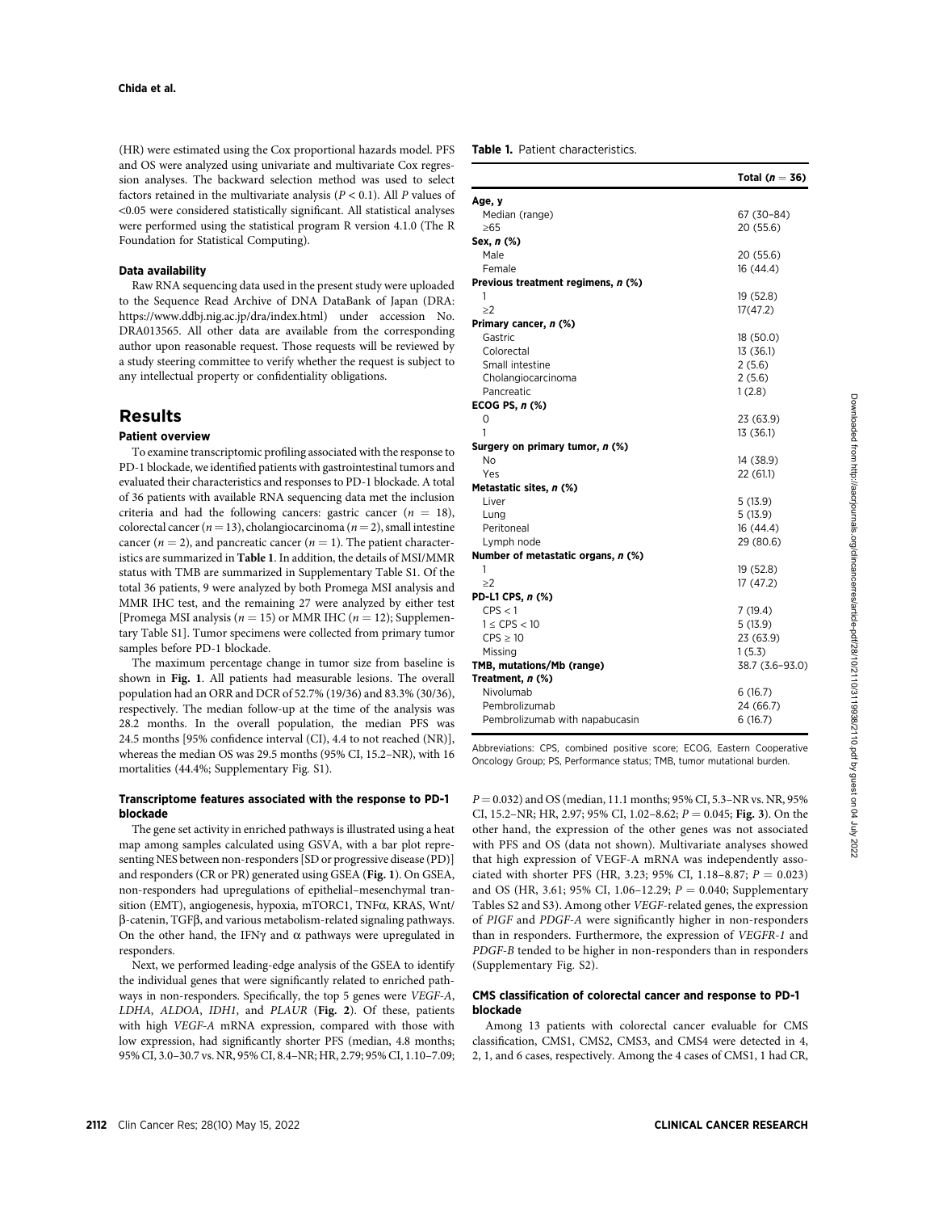(HR) were estimated using the Cox proportional hazards model. PFS and OS were analyzed using univariate and multivariate Cox regression analyses. The backward selection method was used to select factors retained in the multivariate analysis ($P < 0.1$). All $P$ values of <0.05 were considered statistically significant. All statistical analyses were performed using the statistical program R version 4.1.0 (The R Foundation for Statistical Computing).

### Data availability

Raw RNA sequencing data used in the present study were uploaded to the Sequence Read Archive of DNA DataBank of Japan (DRA: https://www.ddbj.nig.ac.jp/dra/index.html) under accession No. DRA013565. All other data are available from the corresponding author upon reasonable request. Those requests will be reviewed by a study steering committee to verify whether the request is subject to any intellectual property or confidentiality obligations.

## Results

### Patient overview

To examine transcriptomic profiling associated with the response to PD-1 blockade, we identified patients with gastrointestinal tumors and evaluated their characteristics and responses to PD-1 blockade. A total of 36 patients with available RNA sequencing data met the inclusion criteria and had the following cancers: gastric cancer ($n = 18$), colorectal cancer ($n = 13$), cholangiocarcinoma ($n = 2$), small intestine cancer ($n = 2$), and pancreatic cancer ($n = 1$). The patient characteristics are summarized in **Table 1**. In addition, the details of MSI/MMR status with TMB are summarized in Supplementary Table S1. Of the total 36 patients, 9 were analyzed by both Promega MSI analysis and MMR IHC test, and the remaining 27 were analyzed by either test [Promega MSI analysis ($n = 15$) or MMR IHC ($n = 12$); Supplementary Table S1]. Tumor specimens were collected from primary tumor samples before PD-1 blockade.

The maximum percentage change in tumor size from baseline is shown in **Fig. 1**. All patients had measurable lesions. The overall population had an ORR and DCR of 52.7% (19/36) and 83.3% (30/36), respectively. The median follow-up at the time of the analysis was 28.2 months. In the overall population, the median PFS was 24.5 months [95% confidence interval (CI), 4.4 to not reached (NR)], whereas the median OS was 29.5 months (95% CI, 15.2–NR), with 16 mortalities (44.4%; Supplementary Fig. S1).

### Transcriptome features associated with the response to PD-1 blockade

The gene set activity in enriched pathways is illustrated using a heat map among samples calculated using GSVA, with a bar plot representing NES between non-responders [SD or progressive disease (PD)] and responders (CR or PR) generated using GSEA (**Fig. 1**). On GSEA, non-responders had upregulations of epithelial–mesenchymal transition (EMT), angiogenesis, hypoxia, mTORC1, TNFα, KRAS, Wnt/β-catenin, TGFβ, and various metabolism-related signaling pathways. On the other hand, the IFNγ and α pathways were upregulated in responders.

Next, we performed leading-edge analysis of the GSEA to identify the individual genes that were significantly related to enriched pathways in non-responders. Specifically, the top 5 genes were *VEGF-A*, *LDHA*, *ALDOA*, *IDH1*, and *PLAUR* (**Fig. 2**). Of these, patients with high *VEGF-A* mRNA expression, compared with those with low expression, had significantly shorter PFS (median, 4.8 months; 95% CI, 3.0–30.7 vs. NR, 95% CI, 8.4–NR; HR, 2.79; 95% CI, 1.10–7.09; $P = 0.032$) and OS (median, 11.1 months; 95% CI, 5.3–NR vs. NR, 95% CI, 15.2–NR; HR, 2.97; 95% CI, 1.02–8.62; $P = 0.045$; **Fig. 3**). On the other hand, the expression of the other genes was not associated with PFS and OS (data not shown). Multivariate analyses showed that high expression of VEGF-A mRNA was independently associated with shorter PFS (HR, 3.23; 95% CI, 1.18–8.87; $P = 0.023$) and OS (HR, 3.61; 95% CI, 1.06–12.29; $P = 0.040$; Supplementary Tables S2 and S3). Among other *VEGF*-related genes, the expression of *PIGF* and *PDGF-A* were significantly higher in non-responders than in responders. Furthermore, the expression of *VEGFR-1* and *PDGF-B* tended to be higher in non-responders than in responders (Supplementary Fig. S2).

### CMS classification of colorectal cancer and response to PD-1 blockade

Among 13 patients with colorectal cancer evaluable for CMS classification, CMS1, CMS2, CMS3, and CMS4 were detected in 4, 2, 1, and 6 cases, respectively. Among the 4 cases of CMS1, 1 had CR,

**Table 1.** Patient characteristics.

| | Total ($n = 36$) |
|---|---|
| **Age, y** | |
| Median (range) | 67 (30–84) |
| ≥65 | 20 (55.6) |
| **Sex, n (%)** | |
| Male | 20 (55.6) |
| Female | 16 (44.4) |
| **Previous treatment regimens, n (%)** | |
| 1 | 19 (52.8) |
| ≥2 | 17(47.2) |
| **Primary cancer, n (%)** | |
| Gastric | 18 (50.0) |
| Colorectal | 13 (36.1) |
| Small intestine | 2 (5.6) |
| Cholangiocarcinoma | 2 (5.6) |
| Pancreatic | 1 (2.8) |
| **ECOG PS, n (%)** | |
| 0 | 23 (63.9) |
| 1 | 13 (36.1) |
| **Surgery on primary tumor, n (%)** | |
| No | 14 (38.9) |
| Yes | 22 (61.1) |
| **Metastatic sites, n (%)** | |
| Liver | 5 (13.9) |
| Lung | 5 (13.9) |
| Peritoneal | 16 (44.4) |
| Lymph node | 29 (80.6) |
| **Number of metastatic organs, n (%)** | |
| 1 | 19 (52.8) |
| ≥2 | 17 (47.2) |
| **PD-L1 CPS, n (%)** | |
| CPS < 1 | 7 (19.4) |
| 1 ≤ CPS < 10 | 5 (13.9) |
| CPS ≥ 10 | 23 (63.9) |
| Missing | 1 (5.3) |
| **TMB, mutations/Mb (range)** | 38.7 (3.6–93.0) |
| **Treatment, n (%)** | |
| Nivolumab | 6 (16.7) |
| Pembrolizumab | 24 (66.7) |
| Pembrolizumab with napabucasin | 6 (16.7) |

Abbreviations: CPS, combined positive score; ECOG, Eastern Cooperative Oncology Group; PS, Performance status; TMB, tumor mutational burden.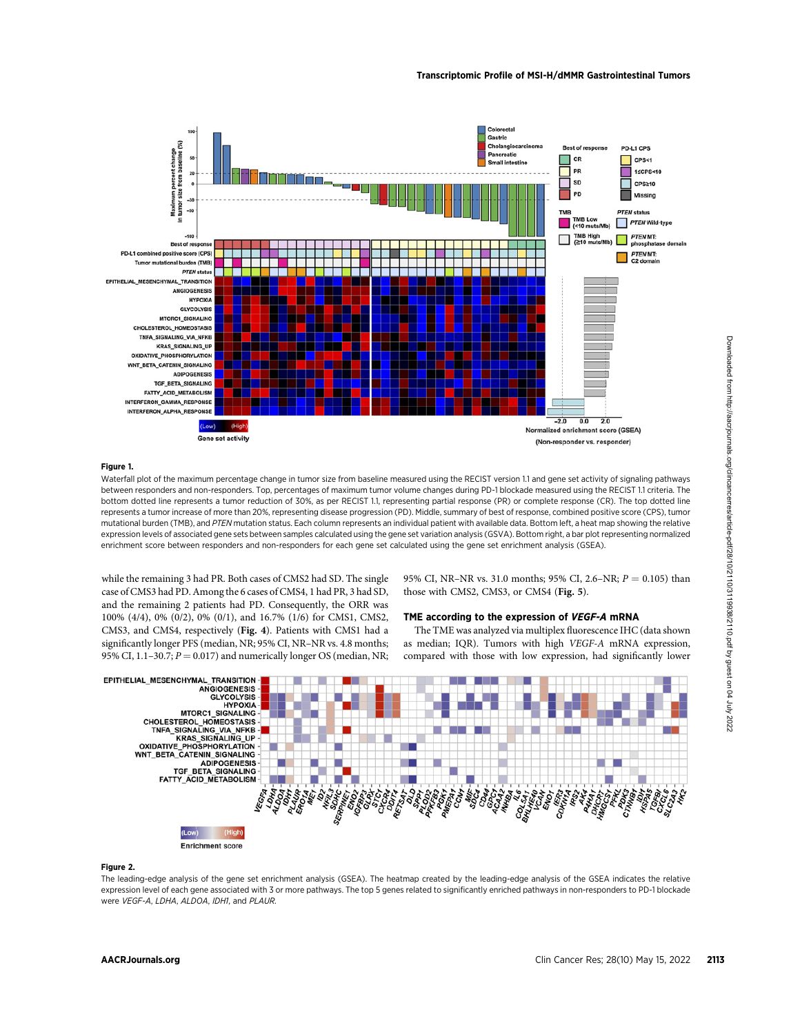**Figure 1.**

Waterfall plot of the maximum percentage change in tumor size from baseline measured using the RECIST version 1.1 and gene set activity of signaling pathways between responders and non-responders. Top, percentages of maximum tumor volume changes during PD-1 blockade measured using the RECIST 1.1 criteria. The bottom dotted line represents a tumor reduction of 30%, as per RECIST 1.1, representing partial response (PR) or complete response (CR). The top dotted line represents a tumor increase of more than 20%, representing disease progression (PD). Middle, summary of best of response, combined positive score (CPS), tumor mutational burden (TMB), and *PTEN* mutation status. Each column represents an individual patient with available data. Bottom left, a heat map showing the relative expression levels of associated gene sets between samples calculated using the gene set variation analysis (GSVA). Bottom right, a bar plot representing normalized enrichment score between responders and non-responders for each gene set calculated using the gene set enrichment analysis (GSEA).

while the remaining 3 had PR. Both cases of CMS2 had SD. The single case of CMS3 had PD. Among the 6 cases of CMS4, 1 had PR, 3 had SD, and the remaining 2 patients had PD. Consequently, the ORR was 100% (4/4), 0% (0/2), 0% (0/1), and 16.7% (1/6) for CMS1, CMS2, CMS3, and CMS4, respectively (**Fig. 4**). Patients with CMS1 had a significantly longer PFS (median, NR; 95% CI, NR–NR vs. 4.8 months; 95% CI, 1.1–30.7; $P = 0.017$) and numerically longer OS (median, NR; 95% CI, NR–NR vs. 31.0 months; 95% CI, 2.6–NR; $P = 0.105$) than those with CMS2, CMS3, or CMS4 (**Fig. 5**).

### TME according to the expression of *VEGF-A* mRNA

The TME was analyzed via multiplex fluorescence IHC (data shown as median; IQR). Tumors with high *VEGF-A* mRNA expression, compared with those with low expression, had significantly lower

**Figure 2.**

The leading-edge analysis of the gene set enrichment analysis (GSEA). The heatmap created by the leading-edge analysis of the GSEA indicates the relative expression level of each gene associated with 3 or more pathways. The top 5 genes related to significantly enriched pathways in non-responders to PD-1 blockade were *VEGF-A*, *LDHA*, *ALDOA*, *IDH1*, and *PLAUR*.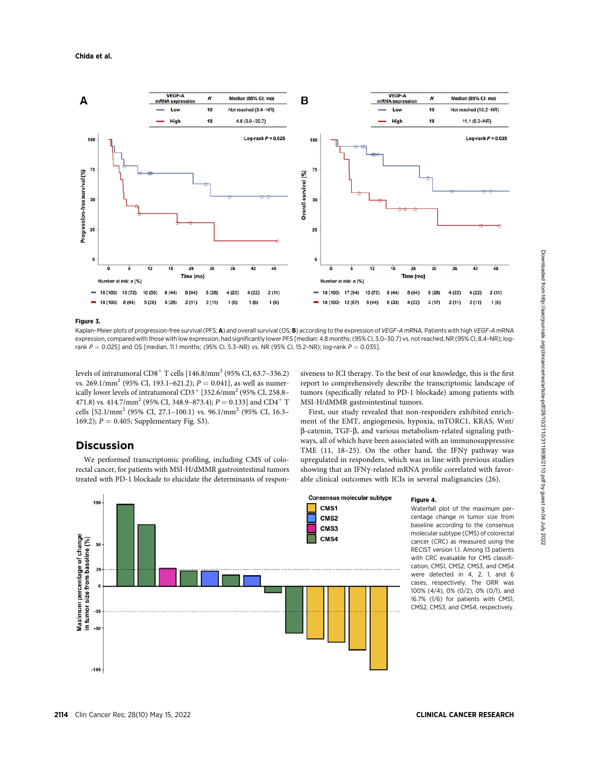**Figure 3.**

Kaplan–Meier plots of progression-free survival (PFS; **A**) and overall survival (OS; **B**) according to the expression of *VEGF-A* mRNA. Patients with high *VEGF-A* mRNA expression, compared with those with low expression, had significantly lower PFS [median: 4.8 months; (95% CI, 3.0–30.7) vs. not reached, NR (95% CI, 8.4–NR); log-rank $P = 0.025$] and OS [median, 11.1 months; (95% CI, 5.3–NR) vs. NR (95% CI, 15.2–NR); log-rank $P = 0.035$].

levels of intratumoral $CD8^+$ T cells [146.8/mm$^2$ (95% CI, 63.7–336.2) vs. 269.1/mm$^2$ (95% CI, 193.1–621.2); $P = 0.041$], as well as numerically lower levels of intratumoral $CD3^+$ [352.6/mm$^2$ (95% CI, 258.8–471.8) vs. 414.7/mm$^2$ (95% CI, 348.9–873.4); $P = 0.133$] and $CD4^+$ T cells [52.1/mm$^2$ (95% CI, 27.1–100.1) vs. 96.1/mm$^2$ (95% CI, 16.3–169.2); $P = 0.405$; Supplementary Fig. S3).

## Discussion

We performed transcriptomic profiling, including CMS of colorectal cancer, for patients with MSI-H/dMMR gastrointestinal tumors treated with PD-1 blockade to elucidate the determinants of responsiveness to ICI therapy. To the best of our knowledge, this is the first report to comprehensively describe the transcriptomic landscape of tumors (specifically related to PD-1 blockade) among patients with MSI-H/dMMR gastrointestinal tumors.

First, our study revealed that non-responders exhibited enrichment of the EMT, angiogenesis, hypoxia, mTORC1, KRAS, Wnt/β-catenin, TGF-β, and various metabolism-related signaling pathways, all of which have been associated with an immunosuppressive TME (11, 18–25). On the other hand, the IFNγ pathway was upregulated in responders, which was in line with previous studies showing that an IFNγ-related mRNA profile correlated with favorable clinical outcomes with ICIs in several malignancies (26).

**Figure 4.**

Waterfall plot of the maximum percentage change in tumor size from baseline according to the consensus molecular subtype (CMS) of colorectal cancer (CRC) as measured using the RECIST version 1.1. Among 13 patients with CRC evaluable for CMS classification, CMS1, CMS2, CMS3, and CMS4 were detected in 4, 2, 1, and 6 cases, respectively. The ORR was 100% (4/4), 0% (0/2), 0% (0/1), and 16.7% (1/6) for patients with CMS1, CMS2, CMS3, and CMS4, respectively.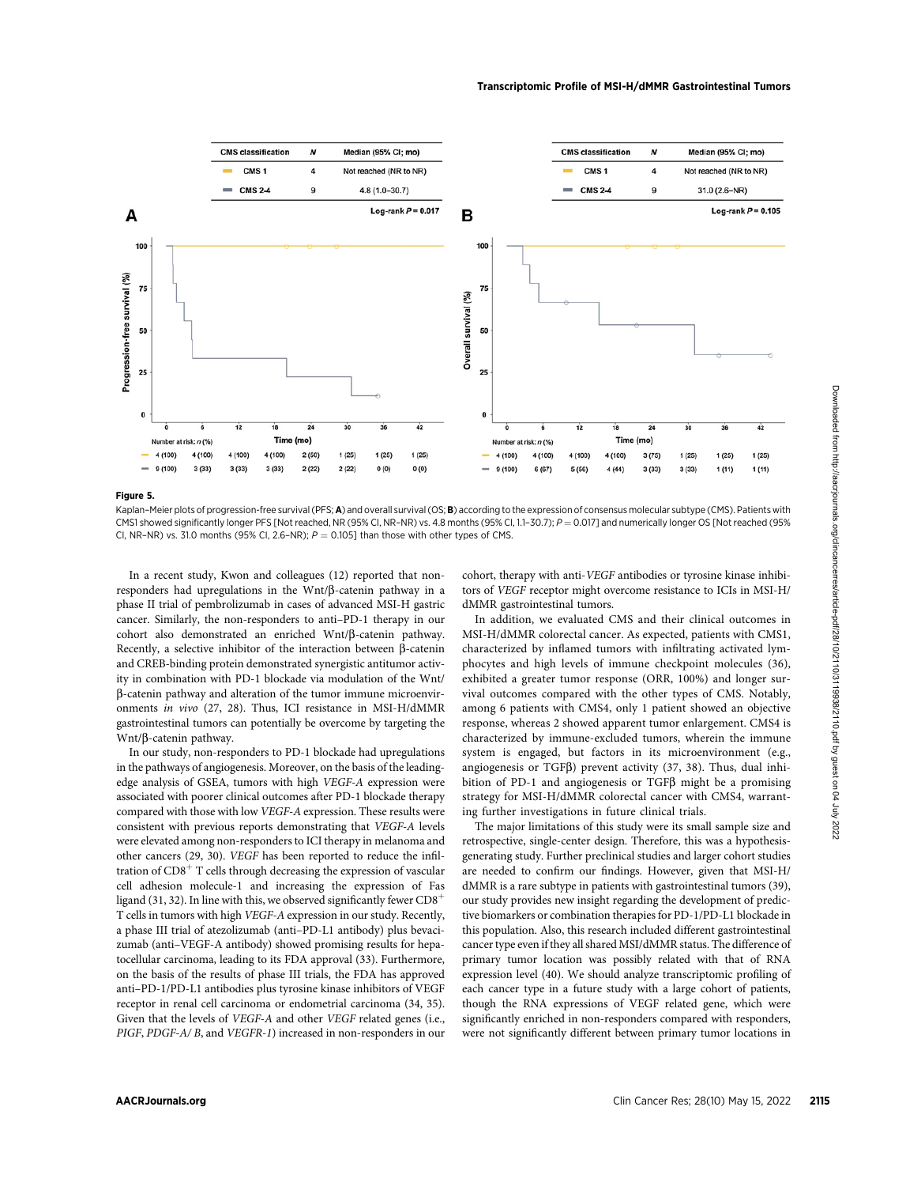**Figure 5.**

Kaplan–Meier plots of progression-free survival (PFS; **A**) and overall survival (OS; **B**) according to the expression of consensus molecular subtype (CMS). Patients with CMS1 showed significantly longer PFS [Not reached, NR (95% CI, NR–NR) vs. 4.8 months (95% CI, 1.1–30.7); $P = 0.017$] and numerically longer OS [Not reached (95% CI, NR–NR) vs. 31.0 months (95% CI, 2.6–NR); $P = 0.105$] than those with other types of CMS.

In a recent study, Kwon and colleagues (12) reported that non-responders had upregulations in the Wnt/β-catenin pathway in a phase II trial of pembrolizumab in cases of advanced MSI-H gastric cancer. Similarly, the non-responders to anti–PD-1 therapy in our cohort also demonstrated an enriched Wnt/β-catenin pathway. Recently, a selective inhibitor of the interaction between β-catenin and CREB-binding protein demonstrated synergistic antitumor activity in combination with PD-1 blockade via modulation of the Wnt/β-catenin pathway and alteration of the tumor immune microenvironments *in vivo* (27, 28). Thus, ICI resistance in MSI-H/dMMR gastrointestinal tumors can potentially be overcome by targeting the Wnt/β-catenin pathway.

In our study, non-responders to PD-1 blockade had upregulations in the pathways of angiogenesis. Moreover, on the basis of the leading-edge analysis of GSEA, tumors with high *VEGF-A* expression were associated with poorer clinical outcomes after PD-1 blockade therapy compared with those with low *VEGF-A* expression. These results were consistent with previous reports demonstrating that *VEGF-A* levels were elevated among non-responders to ICI therapy in melanoma and other cancers (29, 30). *VEGF* has been reported to reduce the infiltration of $CD8^+$ T cells through decreasing the expression of vascular cell adhesion molecule-1 and increasing the expression of Fas ligand (31, 32). In line with this, we observed significantly fewer $CD8^+$ T cells in tumors with high *VEGF-A* expression in our study. Recently, a phase III trial of atezolizumab (anti–PD-L1 antibody) plus bevacizumab (anti–VEGF-A antibody) showed promising results for hepatocellular carcinoma, leading to its FDA approval (33). Furthermore, on the basis of the results of phase III trials, the FDA has approved anti–PD-1/PD-L1 antibodies plus tyrosine kinase inhibitors of VEGF receptor in renal cell carcinoma or endometrial carcinoma (34, 35). Given that the levels of *VEGF-A* and other *VEGF* related genes (i.e., *PIGF*, *PDGF-A/ B*, and *VEGFR-1*) increased in non-responders in our cohort, therapy with anti-*VEGF* antibodies or tyrosine kinase inhibitors of *VEGF* receptor might overcome resistance to ICIs in MSI-H/dMMR gastrointestinal tumors.

In addition, we evaluated CMS and their clinical outcomes in MSI-H/dMMR colorectal cancer. As expected, patients with CMS1, characterized by inflamed tumors with infiltrating activated lymphocytes and high levels of immune checkpoint molecules (36), exhibited a greater tumor response (ORR, 100%) and longer survival outcomes compared with the other types of CMS. Notably, among 6 patients with CMS4, only 1 patient showed an objective response, whereas 2 showed apparent tumor enlargement. CMS4 is characterized by immune-excluded tumors, wherein the immune system is engaged, but factors in its microenvironment (e.g., angiogenesis or TGFβ) prevent activity (37, 38). Thus, dual inhibition of PD-1 and angiogenesis or TGFβ might be a promising strategy for MSI-H/dMMR colorectal cancer with CMS4, warranting further investigations in future clinical trials.

The major limitations of this study were its small sample size and retrospective, single-center design. Therefore, this was a hypothesis-generating study. Further preclinical studies and larger cohort studies are needed to confirm our findings. However, given that MSI-H/dMMR is a rare subtype in patients with gastrointestinal tumors (39), our study provides new insight regarding the development of predictive biomarkers or combination therapies for PD-1/PD-L1 blockade in this population. Also, this research included different gastrointestinal cancer type even if they all shared MSI/dMMR status. The difference of primary tumor location was possibly related with that of RNA expression level (40). We should analyze transcriptomic profiling of each cancer type in a future study with a large cohort of patients, though the RNA expressions of VEGF related gene, which were significantly enriched in non-responders compared with responders, were not significantly different between primary tumor locations in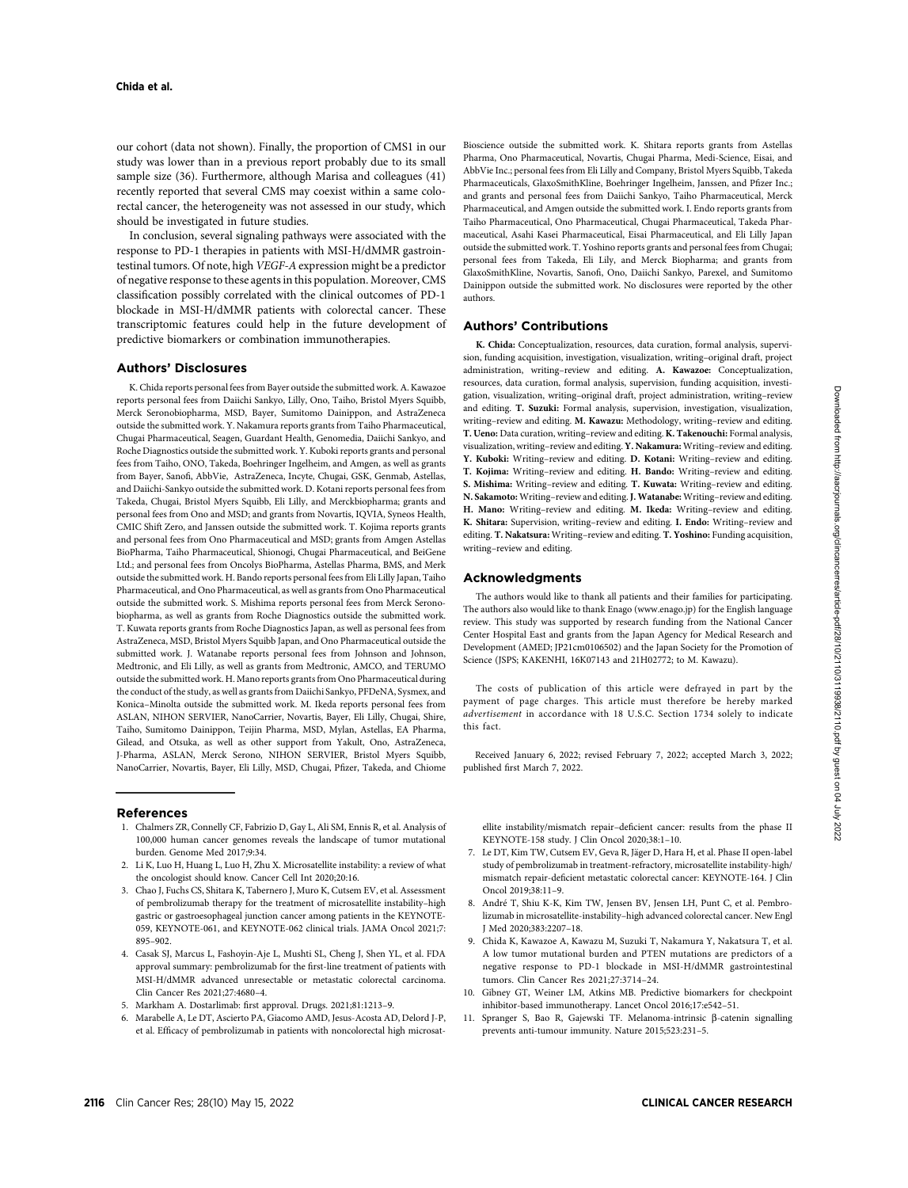our cohort (data not shown). Finally, the proportion of CMS1 in our study was lower than in a previous report probably due to its small sample size (36). Furthermore, although Marisa and colleagues (41) recently reported that several CMS may coexist within a same colorectal cancer, the heterogeneity was not assessed in our study, which should be investigated in future studies.

In conclusion, several signaling pathways were associated with the response to PD-1 therapies in patients with MSI-H/dMMR gastrointestinal tumors. Of note, high *VEGF-A* expression might be a predictor of negative response to these agents in this population. Moreover, CMS classification possibly correlated with the clinical outcomes of PD-1 blockade in MSI-H/dMMR patients with colorectal cancer. These transcriptomic features could help in the future development of predictive biomarkers or combination immunotherapies.

## Authors' Disclosures

K. Chida reports personal fees from Bayer outside the submitted work. A. Kawazoe reports personal fees from Daiichi Sankyo, Lilly, Ono, Taiho, Bristol Myers Squibb, Merck Seronobiopharma, MSD, Bayer, Sumitomo Dainippon, and AstraZeneca outside the submitted work. Y. Nakamura reports grants from Taiho Pharmaceutical, Chugai Pharmaceutical, Seagen, Guardant Health, Genomedia, Daiichi Sankyo, and Roche Diagnostics outside the submitted work. Y. Kuboki reports grants and personal fees from Taiho, ONO, Takeda, Boehringer Ingelheim, and Amgen, as well as grants from Bayer, Sanofi, AbbVie, AstraZeneca, Incyte, Chugai, GSK, Genmab, Astellas, and Daiichi-Sankyo outside the submitted work. D. Kotani reports personal fees from Takeda, Chugai, Bristol Myers Squibb, Eli Lilly, and Merckbiopharma; grants and personal fees from Ono and MSD; and grants from Novartis, IQVIA, Syneos Health, CMIC Shift Zero, and Janssen outside the submitted work. T. Kojima reports grants and personal fees from Ono Pharmaceutical and MSD; grants from Amgen Astellas BioPharma, Taiho Pharmaceutical, Shionogi, Chugai Pharmaceutical, and BeiGene Ltd.; and personal fees from Oncolys BioPharma, Astellas Pharma, BMS, and Merk outside the submitted work. H. Bando reports personal fees from Eli Lilly Japan, Taiho Pharmaceutical, and Ono Pharmaceutical, as well as grants from Ono Pharmaceutical outside the submitted work. S. Mishima reports personal fees from Merck Seronobiopharma, as well as grants from Roche Diagnostics outside the submitted work. T. Kuwata reports grants from Roche Diagnostics Japan, as well as personal fees from AstraZeneca, MSD, Bristol Myers Squibb Japan, and Ono Pharmaceutical outside the submitted work. J. Watanabe reports personal fees from Johnson and Johnson, Medtronic, and Eli Lilly, as well as grants from Medtronic, AMCO, and TERUMO outside the submitted work. H. Mano reports grants from Ono Pharmaceutical during the conduct of the study, as well as grants from Daiichi Sankyo, PFDeNA, Sysmex, and Konica–Minolta outside the submitted work. M. Ikeda reports personal fees from ASLAN, NIHON SERVIER, NanoCarrier, Novartis, Bayer, Eli Lilly, Chugai, Shire, Taiho, Sumitomo Dainippon, Teijin Pharma, MSD, Mylan, Astellas, EA Pharma, Gilead, and Otsuka, as well as other support from Yakult, Ono, AstraZeneca, J-Pharma, ASLAN, Merck Serono, NIHON SERVIER, Bristol Myers Squibb, NanoCarrier, Novartis, Bayer, Eli Lilly, MSD, Chugai, Pfizer, Takeda, and Chiome Bioscience outside the submitted work. K. Shitara reports grants from Astellas Pharma, Ono Pharmaceutical, Novartis, Chugai Pharma, Medi-Science, Eisai, and AbbVie Inc.; personal fees from Eli Lilly and Company, Bristol Myers Squibb, Takeda Pharmaceuticals, GlaxoSmithKline, Boehringer Ingelheim, Janssen, and Pfizer Inc.; and grants and personal fees from Daiichi Sankyo, Taiho Pharmaceutical, Merck Pharmaceutical, and Amgen outside the submitted work. I. Endo reports grants from Taiho Pharmaceutical, Ono Pharmaceutical, Chugai Pharmaceutical, Takeda Pharmaceutical, Asahi Kasei Pharmaceutical, Eisai Pharmaceutical, and Eli Lilly Japan outside the submitted work. T. Yoshino reports grants and personal fees from Chugai; personal fees from Takeda, Eli Lily, and Merck Biopharma; and grants from GlaxoSmithKline, Novartis, Sanofi, Ono, Daiichi Sankyo, Parexel, and Sumitomo Dainippon outside the submitted work. No disclosures were reported by the other authors.

## Authors' Contributions

**K. Chida:** Conceptualization, resources, data curation, formal analysis, supervision, funding acquisition, investigation, visualization, writing–original draft, project administration, writing–review and editing. **A. Kawazoe:** Conceptualization, resources, data curation, formal analysis, supervision, funding acquisition, investigation, visualization, writing–original draft, project administration, writing–review and editing. **T. Suzuki:** Formal analysis, supervision, investigation, visualization, writing–review and editing. **M. Kawazu:** Methodology, writing–review and editing. **T. Ueno:** Data curation, writing–review and editing. **K. Takenouchi:** Formal analysis, visualization, writing–review and editing. **Y. Nakamura:** Writing–review and editing. **Y. Kuboki:** Writing–review and editing. **D. Kotani:** Writing–review and editing. **T. Kojima:** Writing–review and editing. **H. Bando:** Writing–review and editing. **S. Mishima:** Writing–review and editing. **T. Kuwata:** Writing–review and editing. **N. Sakamoto:** Writing–review and editing. **J. Watanabe:** Writing–review and editing. **H. Mano:** Writing–review and editing. **M. Ikeda:** Writing–review and editing. **K. Shitara:** Supervision, writing–review and editing. **I. Endo:** Writing–review and editing. **T. Nakatsura:** Writing–review and editing. **T. Yoshino:** Funding acquisition, writing–review and editing.

## Acknowledgments

The authors would like to thank all patients and their families for participating. The authors also would like to thank Enago (www.enago.jp) for the English language review. This study was supported by research funding from the National Cancer Center Hospital East and grants from the Japan Agency for Medical Research and Development (AMED; JP21cm0106502) and the Japan Society for the Promotion of Science (JSPS; KAKENHI, 16K07143 and 21H02772; to M. Kawazu).

The costs of publication of this article were defrayed in part by the payment of page charges. This article must therefore be hereby marked *advertisement* in accordance with 18 U.S.C. Section 1734 solely to indicate this fact.

Received January 6, 2022; revised February 7, 2022; accepted March 3, 2022; published first March 7, 2022.

## References

1. Chalmers ZR, Connelly CF, Fabrizio D, Gay L, Ali SM, Ennis R, et al. Analysis of 100,000 human cancer genomes reveals the landscape of tumor mutational burden. Genome Med 2017;9:34.
2. Li K, Luo H, Huang L, Luo H, Zhu X. Microsatellite instability: a review of what the oncologist should know. Cancer Cell Int 2020;20:16.
3. Chao J, Fuchs CS, Shitara K, Tabernero J, Muro K, Cutsem EV, et al. Assessment of pembrolizumab therapy for the treatment of microsatellite instability–high gastric or gastroesophageal junction cancer among patients in the KEYNOTE-059, KEYNOTE-061, and KEYNOTE-062 clinical trials. JAMA Oncol 2021;7: 895–902.
4. Casak SJ, Marcus L, Fashoyin-Aje L, Mushti SL, Cheng J, Shen YL, et al. FDA approval summary: pembrolizumab for the first-line treatment of patients with MSI-H/dMMR advanced unresectable or metastatic colorectal carcinoma. Clin Cancer Res 2021;27:4680–4.
5. Markham A. Dostarlimab: first approval. Drugs. 2021;81:1213–9.
6. Marabelle A, Le DT, Ascierto PA, Giacomo AMD, Jesus-Acosta AD, Delord J-P, et al. Efficacy of pembrolizumab in patients with noncolorectal high microsatellite instability/mismatch repair–deficient cancer: results from the phase II KEYNOTE-158 study. J Clin Oncol 2020;38:1–10.
7. Le DT, Kim TW, Cutsem EV, Geva R, Jäger D, Hara H, et al. Phase II open-label study of pembrolizumab in treatment-refractory, microsatellite instability-high/mismatch repair-deficient metastatic colorectal cancer: KEYNOTE-164. J Clin Oncol 2019;38:11–9.
8. André T, Shiu K-K, Kim TW, Jensen BV, Jensen LH, Punt C, et al. Pembrolizumab in microsatellite-instability–high advanced colorectal cancer. New Engl J Med 2020;383:2207–18.
9. Chida K, Kawazoe A, Kawazu M, Suzuki T, Nakamura Y, Nakatsura T, et al. A low tumor mutational burden and PTEN mutations are predictors of a negative response to PD-1 blockade in MSI-H/dMMR gastrointestinal tumors. Clin Cancer Res 2021;27:3714–24.
10. Gibney GT, Weiner LM, Atkins MB. Predictive biomarkers for checkpoint inhibitor-based immunotherapy. Lancet Oncol 2016;17:e542–51.
11. Spranger S, Bao R, Gajewski TF. Melanoma-intrinsic β-catenin signalling prevents anti-tumour immunity. Nature 2015;523:231–5.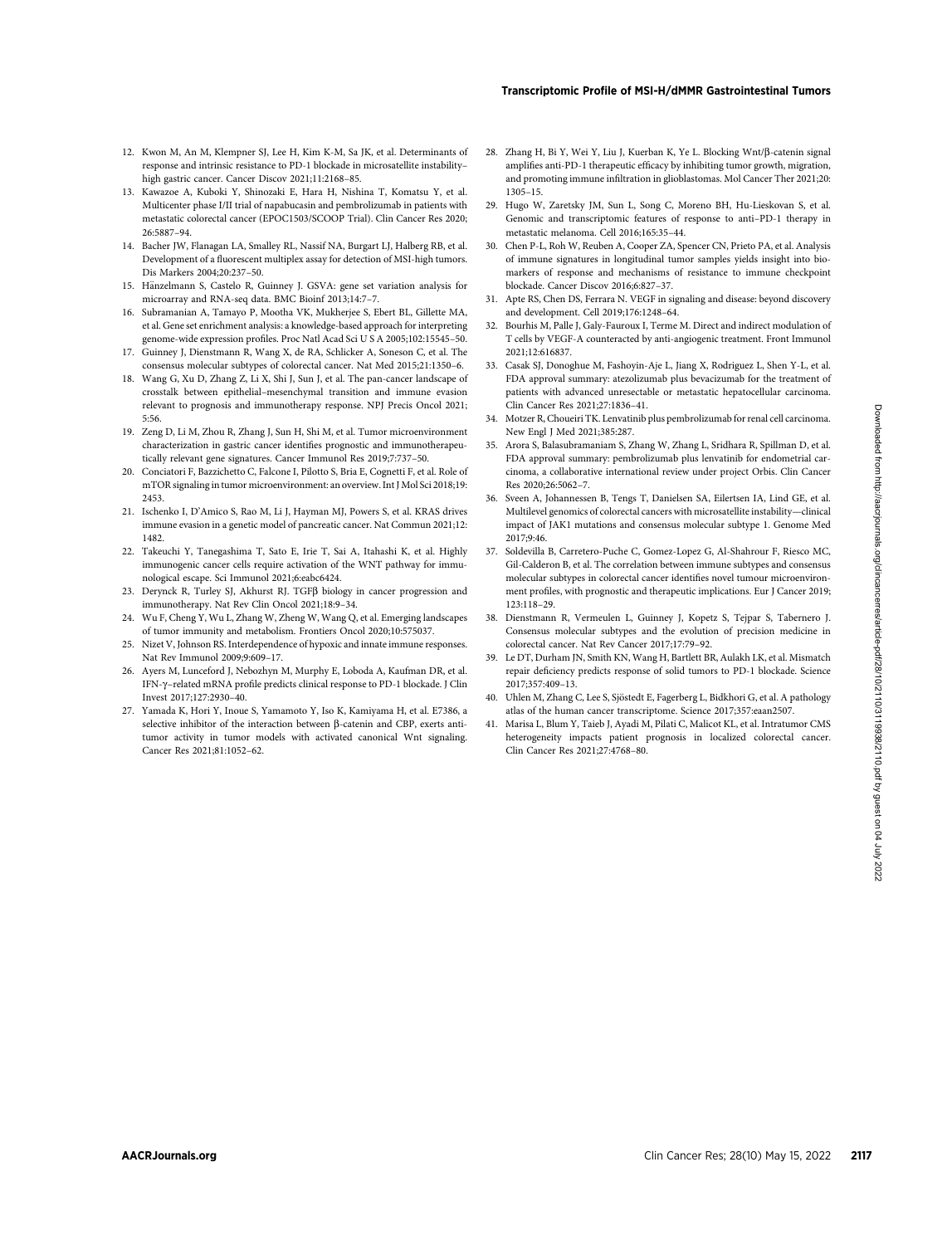12. Kwon M, An M, Klempner SJ, Lee H, Kim K-M, Sa JK, et al. Determinants of response and intrinsic resistance to PD-1 blockade in microsatellite instability–high gastric cancer. Cancer Discov 2021;11:2168–85.
13. Kawazoe A, Kuboki Y, Shinozaki E, Hara H, Nishina T, Komatsu Y, et al. Multicenter phase I/II trial of napabucasin and pembrolizumab in patients with metastatic colorectal cancer (EPOC1503/SCOOP Trial). Clin Cancer Res 2020; 26:5887–94.
14. Bacher JW, Flanagan LA, Smalley RL, Nassif NA, Burgart LJ, Halberg RB, et al. Development of a fluorescent multiplex assay for detection of MSI-high tumors. Dis Markers 2004;20:237–50.
15. Hänzelmann S, Castelo R, Guinney J. GSVA: gene set variation analysis for microarray and RNA-seq data. BMC Bioinf 2013;14:7–7.
16. Subramanian A, Tamayo P, Mootha VK, Mukherjee S, Ebert BL, Gillette MA, et al. Gene set enrichment analysis: a knowledge-based approach for interpreting genome-wide expression profiles. Proc Natl Acad Sci U S A 2005;102:15545–50.
17. Guinney J, Dienstmann R, Wang X, de RA, Schlicker A, Soneson C, et al. The consensus molecular subtypes of colorectal cancer. Nat Med 2015;21:1350–6.
18. Wang G, Xu D, Zhang Z, Li X, Shi J, Sun J, et al. The pan-cancer landscape of crosstalk between epithelial–mesenchymal transition and immune evasion relevant to prognosis and immunotherapy response. NPJ Precis Oncol 2021; 5:56.
19. Zeng D, Li M, Zhou R, Zhang J, Sun H, Shi M, et al. Tumor microenvironment characterization in gastric cancer identifies prognostic and immunotherapeutically relevant gene signatures. Cancer Immunol Res 2019;7:737–50.
20. Conciatori F, Bazzichetto C, Falcone I, Pilotto S, Bria E, Cognetti F, et al. Role of mTOR signaling in tumor microenvironment: an overview. Int J Mol Sci 2018;19: 2453.
21. Ischenko I, D'Amico S, Rao M, Li J, Hayman MJ, Powers S, et al. KRAS drives immune evasion in a genetic model of pancreatic cancer. Nat Commun 2021;12: 1482.
22. Takeuchi Y, Tanegashima T, Sato E, Irie T, Sai A, Itahashi K, et al. Highly immunogenic cancer cells require activation of the WNT pathway for immunological escape. Sci Immunol 2021;6:eabc6424.
23. Derynck R, Turley SJ, Akhurst RJ. TGFβ biology in cancer progression and immunotherapy. Nat Rev Clin Oncol 2021;18:9–34.
24. Wu F, Cheng Y, Wu L, Zhang W, Zheng W, Wang Q, et al. Emerging landscapes of tumor immunity and metabolism. Frontiers Oncol 2020;10:575037.
25. Nizet V, Johnson RS. Interdependence of hypoxic and innate immune responses. Nat Rev Immunol 2009;9:609–17.
26. Ayers M, Lunceford J, Nebozhyn M, Murphy E, Loboda A, Kaufman DR, et al. IFN-γ–related mRNA profile predicts clinical response to PD-1 blockade. J Clin Invest 2017;127:2930–40.
27. Yamada K, Hori Y, Inoue S, Yamamoto Y, Iso K, Kamiyama H, et al. E7386, a selective inhibitor of the interaction between β-catenin and CBP, exerts antitumor activity in tumor models with activated canonical Wnt signaling. Cancer Res 2021;81:1052–62.
28. Zhang H, Bi Y, Wei Y, Liu J, Kuerban K, Ye L. Blocking Wnt/β-catenin signal amplifies anti-PD-1 therapeutic efficacy by inhibiting tumor growth, migration, and promoting immune infiltration in glioblastomas. Mol Cancer Ther 2021;20: 1305–15.
29. Hugo W, Zaretsky JM, Sun L, Song C, Moreno BH, Hu-Lieskovan S, et al. Genomic and transcriptomic features of response to anti–PD-1 therapy in metastatic melanoma. Cell 2016;165:35–44.
30. Chen P-L, Roh W, Reuben A, Cooper ZA, Spencer CN, Prieto PA, et al. Analysis of immune signatures in longitudinal tumor samples yields insight into biomarkers of response and mechanisms of resistance to immune checkpoint blockade. Cancer Discov 2016;6:827–37.
31. Apte RS, Chen DS, Ferrara N. VEGF in signaling and disease: beyond discovery and development. Cell 2019;176:1248–64.
32. Bourhis M, Palle J, Galy-Fauroux I, Terme M. Direct and indirect modulation of T cells by VEGF-A counteracted by anti-angiogenic treatment. Front Immunol 2021;12:616837.
33. Casak SJ, Donoghue M, Fashoyin-Aje L, Jiang X, Rodriguez L, Shen Y-L, et al. FDA approval summary: atezolizumab plus bevacizumab for the treatment of patients with advanced unresectable or metastatic hepatocellular carcinoma. Clin Cancer Res 2021;27:1836–41.
34. Motzer R, Choueiri TK. Lenvatinib plus pembrolizumab for renal cell carcinoma. New Engl J Med 2021;385:287.
35. Arora S, Balasubramaniam S, Zhang W, Zhang L, Sridhara R, Spillman D, et al. FDA approval summary: pembrolizumab plus lenvatinib for endometrial carcinoma, a collaborative international review under project Orbis. Clin Cancer Res 2020;26:5062–7.
36. Sveen A, Johannessen B, Tengs T, Danielsen SA, Eilertsen IA, Lind GE, et al. Multilevel genomics of colorectal cancers with microsatellite instability—clinical impact of JAK1 mutations and consensus molecular subtype 1. Genome Med 2017;9:46.
37. Soldevilla B, Carretero-Puche C, Gomez-Lopez G, Al-Shahrour F, Riesco MC, Gil-Calderon B, et al. The correlation between immune subtypes and consensus molecular subtypes in colorectal cancer identifies novel tumour microenvironment profiles, with prognostic and therapeutic implications. Eur J Cancer 2019; 123:118–29.
38. Dienstmann R, Vermeulen L, Guinney J, Kopetz S, Tejpar S, Tabernero J. Consensus molecular subtypes and the evolution of precision medicine in colorectal cancer. Nat Rev Cancer 2017;17:79–92.
39. Le DT, Durham JN, Smith KN, Wang H, Bartlett BR, Aulakh LK, et al. Mismatch repair deficiency predicts response of solid tumors to PD-1 blockade. Science 2017;357:409–13.
40. Uhlen M, Zhang C, Lee S, Sjöstedt E, Fagerberg L, Bidkhori G, et al. A pathology atlas of the human cancer transcriptome. Science 2017;357:eaan2507.
41. Marisa L, Blum Y, Taieb J, Ayadi M, Pilati C, Malicot KL, et al. Intratumor CMS heterogeneity impacts patient prognosis in localized colorectal cancer. Clin Cancer Res 2021;27:4768–80.